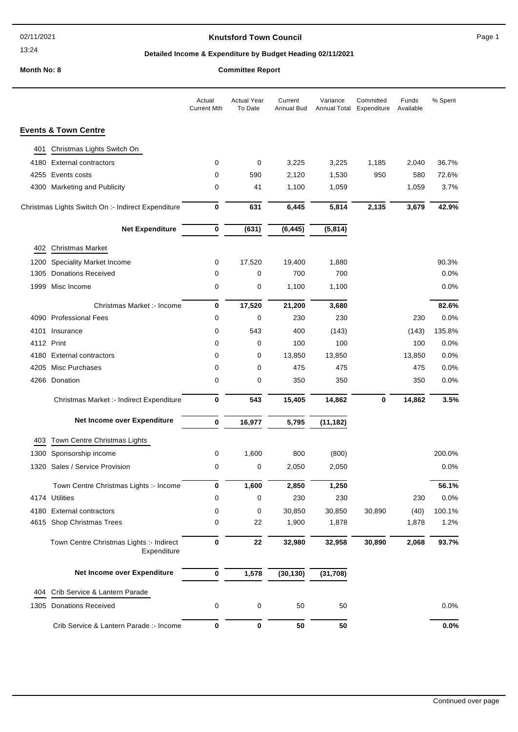# Knutsford Town Council

## Detailed Income & Expenditure by Budget Heading 02/11/2021

**Month No: 8** — **Committee Report**

| | Actual Current Mth | Actual Year To Date | Current Annual Bud | Variance Annual Total | Committed Expenditure | Funds Available | % Spent |
|---|---|---|---|---|---|---|---|
| **Events & Town Centre** | | | | | | | |
| 401 Christmas Lights Switch On | | | | | | | |
| 4180 External contractors | 0 | 0 | 3,225 | 3,225 | 1,185 | 2,040 | 36.7% |
| 4255 Events costs | 0 | 590 | 2,120 | 1,530 | 950 | 580 | 72.6% |
| 4300 Marketing and Publicity | 0 | 41 | 1,100 | 1,059 | | 1,059 | 3.7% |
| Christmas Lights Switch On :- Indirect Expenditure | **0** | **631** | **6,445** | **5,814** | **2,135** | **3,679** | **42.9%** |
| **Net Expenditure** | **0** | **(631)** | **(6,445)** | **(5,814)** | | | |
| 402 Christmas Market | | | | | | | |
| 1200 Speciality Market Income | 0 | 17,520 | 19,400 | 1,880 | | | 90.3% |
| 1305 Donations Received | 0 | 0 | 700 | 700 | | | 0.0% |
| 1999 Misc Income | 0 | 0 | 1,100 | 1,100 | | | 0.0% |
| Christmas Market :- Income | **0** | **17,520** | **21,200** | **3,680** | | | **82.6%** |
| 4090 Professional Fees | 0 | 0 | 230 | 230 | | 230 | 0.0% |
| 4101 Insurance | 0 | 543 | 400 | (143) | | (143) | 135.8% |
| 4112 Print | 0 | 0 | 100 | 100 | | 100 | 0.0% |
| 4180 External contractors | 0 | 0 | 13,850 | 13,850 | | 13,850 | 0.0% |
| 4205 Misc Purchases | 0 | 0 | 475 | 475 | | 475 | 0.0% |
| 4266 Donation | 0 | 0 | 350 | 350 | | 350 | 0.0% |
| Christmas Market :- Indirect Expenditure | **0** | **543** | **15,405** | **14,862** | **0** | **14,862** | **3.5%** |
| **Net Income over Expenditure** | **0** | **16,977** | **5,795** | **(11,182)** | | | |
| 403 Town Centre Christmas Lights | | | | | | | |
| 1300 Sponsorship income | 0 | 1,600 | 800 | (800) | | | 200.0% |
| 1320 Sales / Service Provision | 0 | 0 | 2,050 | 2,050 | | | 0.0% |
| Town Centre Christmas Lights :- Income | **0** | **1,600** | **2,850** | **1,250** | | | **56.1%** |
| 4174 Utilities | 0 | 0 | 230 | 230 | | 230 | 0.0% |
| 4180 External contractors | 0 | 0 | 30,850 | 30,850 | 30,890 | (40) | 100.1% |
| 4615 Shop Christmas Trees | 0 | 22 | 1,900 | 1,878 | | 1,878 | 1.2% |
| Town Centre Christmas Lights :- Indirect Expenditure | **0** | **22** | **32,980** | **32,958** | **30,890** | **2,068** | **93.7%** |
| **Net Income over Expenditure** | **0** | **1,578** | **(30,130)** | **(31,708)** | | | |
| 404 Crib Service & Lantern Parade | | | | | | | |
| 1305 Donations Received | 0 | 0 | 50 | 50 | | | 0.0% |
| Crib Service & Lantern Parade :- Income | **0** | **0** | **50** | **50** | | | **0.0%** |

Continued over page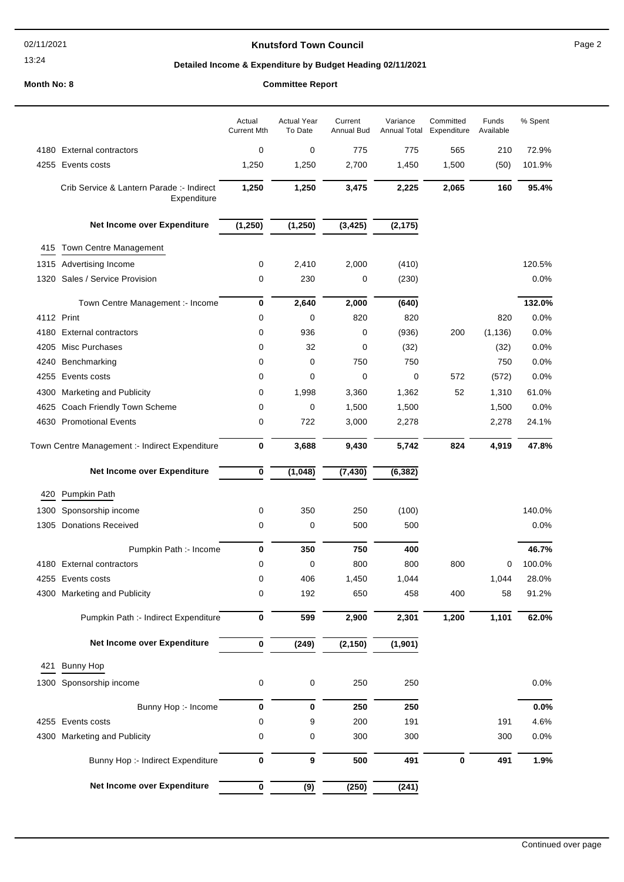# Knutsford Town Council

## Detailed Income & Expenditure by Budget Heading 02/11/2021

**Month No: 8** **Committee Report**

| | | Actual Current Mth | Actual Year To Date | Current Annual Bud | Variance Annual Total | Committed Expenditure | Funds Available | % Spent |
|---|---|---|---|---|---|---|---|---|
| 4180 | External contractors | 0 | 0 | 775 | 775 | 565 | 210 | 72.9% |
| 4255 | Events costs | 1,250 | 1,250 | 2,700 | 1,450 | 1,500 | (50) | 101.9% |
| | **Crib Service & Lantern Parade :- Indirect Expenditure** | **1,250** | **1,250** | **3,475** | **2,225** | **2,065** | **160** | **95.4%** |
| | **Net Income over Expenditure** | **(1,250)** | **(1,250)** | **(3,425)** | **(2,175)** | | | |
| 415 | Town Centre Management | | | | | | | |
| 1315 | Advertising Income | 0 | 2,410 | 2,000 | (410) | | | 120.5% |
| 1320 | Sales / Service Provision | 0 | 230 | 0 | (230) | | | 0.0% |
| | **Town Centre Management :- Income** | **0** | **2,640** | **2,000** | **(640)** | | | **132.0%** |
| 4112 | Print | 0 | 0 | 820 | 820 | | 820 | 0.0% |
| 4180 | External contractors | 0 | 936 | 0 | (936) | 200 | (1,136) | 0.0% |
| 4205 | Misc Purchases | 0 | 32 | 0 | (32) | | (32) | 0.0% |
| 4240 | Benchmarking | 0 | 0 | 750 | 750 | | 750 | 0.0% |
| 4255 | Events costs | 0 | 0 | 0 | 0 | 572 | (572) | 0.0% |
| 4300 | Marketing and Publicity | 0 | 1,998 | 3,360 | 1,362 | 52 | 1,310 | 61.0% |
| 4625 | Coach Friendly Town Scheme | 0 | 0 | 1,500 | 1,500 | | 1,500 | 0.0% |
| 4630 | Promotional Events | 0 | 722 | 3,000 | 2,278 | | 2,278 | 24.1% |
| | **Town Centre Management :- Indirect Expenditure** | **0** | **3,688** | **9,430** | **5,742** | **824** | **4,919** | **47.8%** |
| | **Net Income over Expenditure** | **0** | **(1,048)** | **(7,430)** | **(6,382)** | | | |
| 420 | Pumpkin Path | | | | | | | |
| 1300 | Sponsorship income | 0 | 350 | 250 | (100) | | | 140.0% |
| 1305 | Donations Received | 0 | 0 | 500 | 500 | | | 0.0% |
| | **Pumpkin Path :- Income** | **0** | **350** | **750** | **400** | | | **46.7%** |
| 4180 | External contractors | 0 | 0 | 800 | 800 | 800 | 0 | 100.0% |
| 4255 | Events costs | 0 | 406 | 1,450 | 1,044 | | 1,044 | 28.0% |
| 4300 | Marketing and Publicity | 0 | 192 | 650 | 458 | 400 | 58 | 91.2% |
| | **Pumpkin Path :- Indirect Expenditure** | **0** | **599** | **2,900** | **2,301** | **1,200** | **1,101** | **62.0%** |
| | **Net Income over Expenditure** | **0** | **(249)** | **(2,150)** | **(1,901)** | | | |
| 421 | Bunny Hop | | | | | | | |
| 1300 | Sponsorship income | 0 | 0 | 250 | 250 | | | 0.0% |
| | **Bunny Hop :- Income** | **0** | **0** | **250** | **250** | | | **0.0%** |
| 4255 | Events costs | 0 | 9 | 200 | 191 | | 191 | 4.6% |
| 4300 | Marketing and Publicity | 0 | 0 | 300 | 300 | | 300 | 0.0% |
| | **Bunny Hop :- Indirect Expenditure** | **0** | **9** | **500** | **491** | **0** | **491** | **1.9%** |
| | **Net Income over Expenditure** | **0** | **(9)** | **(250)** | **(241)** | | | |

Continued over page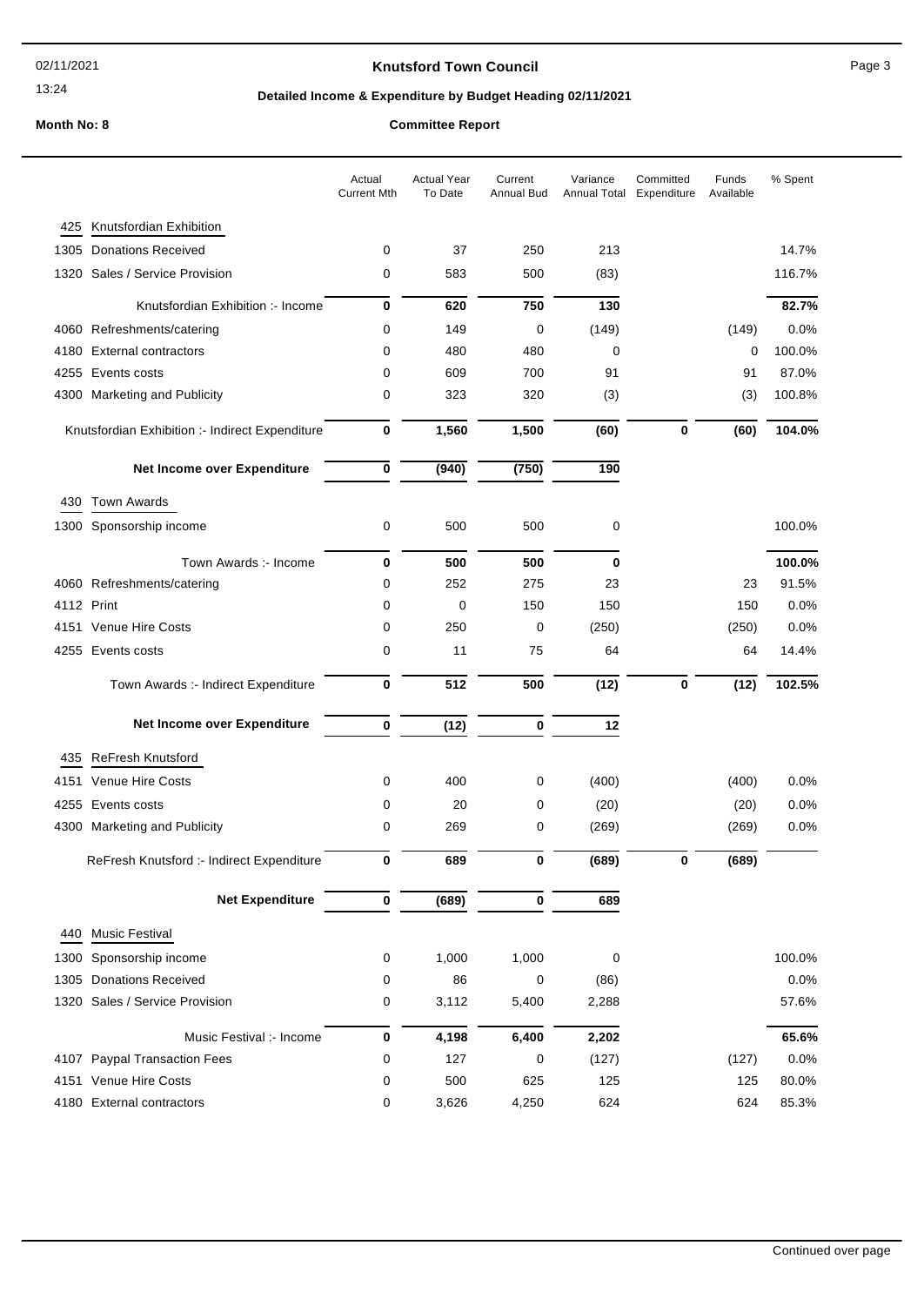# Knutsford Town Council

## Detailed Income & Expenditure by Budget Heading 02/11/2021

**Month No: 8** **Committee Report**

| | | Actual Current Mth | Actual Year To Date | Current Annual Bud | Variance Annual Total | Committed Expenditure | Funds Available | % Spent |
|---|---|---|---|---|---|---|---|---|
| 425 | Knutsfordian Exhibition | | | | | | | |
| 1305 | Donations Received | 0 | 37 | 250 | 213 | | | 14.7% |
| 1320 | Sales / Service Provision | 0 | 583 | 500 | (83) | | | 116.7% |
| | Knutsfordian Exhibition :- Income | **0** | **620** | **750** | **130** | | | **82.7%** |
| 4060 | Refreshments/catering | 0 | 149 | 0 | (149) | | (149) | 0.0% |
| 4180 | External contractors | 0 | 480 | 480 | 0 | | 0 | 100.0% |
| 4255 | Events costs | 0 | 609 | 700 | 91 | | 91 | 87.0% |
| 4300 | Marketing and Publicity | 0 | 323 | 320 | (3) | | (3) | 100.8% |
| | Knutsfordian Exhibition :- Indirect Expenditure | **0** | **1,560** | **1,500** | **(60)** | **0** | **(60)** | **104.0%** |
| | **Net Income over Expenditure** | **0** | **(940)** | **(750)** | **190** | | | |
| 430 | Town Awards | | | | | | | |
| 1300 | Sponsorship income | 0 | 500 | 500 | 0 | | | 100.0% |
| | Town Awards :- Income | **0** | **500** | **500** | **0** | | | **100.0%** |
| 4060 | Refreshments/catering | 0 | 252 | 275 | 23 | | 23 | 91.5% |
| 4112 | Print | 0 | 0 | 150 | 150 | | 150 | 0.0% |
| 4151 | Venue Hire Costs | 0 | 250 | 0 | (250) | | (250) | 0.0% |
| 4255 | Events costs | 0 | 11 | 75 | 64 | | 64 | 14.4% |
| | Town Awards :- Indirect Expenditure | **0** | **512** | **500** | **(12)** | **0** | **(12)** | **102.5%** |
| | **Net Income over Expenditure** | **0** | **(12)** | **0** | **12** | | | |
| 435 | ReFresh Knutsford | | | | | | | |
| 4151 | Venue Hire Costs | 0 | 400 | 0 | (400) | | (400) | 0.0% |
| 4255 | Events costs | 0 | 20 | 0 | (20) | | (20) | 0.0% |
| 4300 | Marketing and Publicity | 0 | 269 | 0 | (269) | | (269) | 0.0% |
| | ReFresh Knutsford :- Indirect Expenditure | **0** | **689** | **0** | **(689)** | **0** | **(689)** | |
| | **Net Expenditure** | **0** | **(689)** | **0** | **689** | | | |
| 440 | Music Festival | | | | | | | |
| 1300 | Sponsorship income | 0 | 1,000 | 1,000 | 0 | | | 100.0% |
| 1305 | Donations Received | 0 | 86 | 0 | (86) | | | 0.0% |
| 1320 | Sales / Service Provision | 0 | 3,112 | 5,400 | 2,288 | | | 57.6% |
| | Music Festival :- Income | **0** | **4,198** | **6,400** | **2,202** | | | **65.6%** |
| 4107 | Paypal Transaction Fees | 0 | 127 | 0 | (127) | | (127) | 0.0% |
| 4151 | Venue Hire Costs | 0 | 500 | 625 | 125 | | 125 | 80.0% |
| 4180 | External contractors | 0 | 3,626 | 4,250 | 624 | | 624 | 85.3% |

Continued over page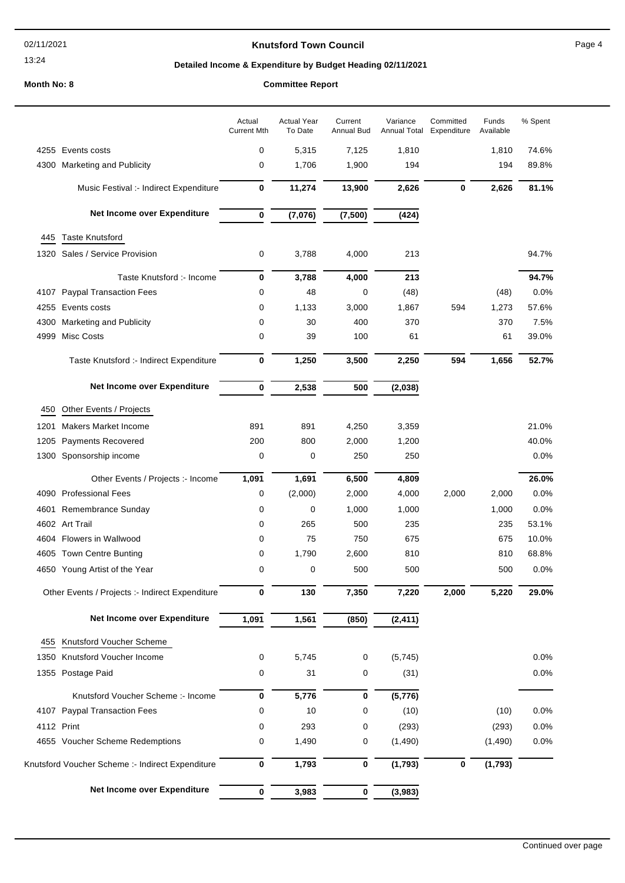# Knutsford Town Council

## Detailed Income & Expenditure by Budget Heading 02/11/2021

**Month No: 8** **Committee Report**

| | | Actual Current Mth | Actual Year To Date | Current Annual Bud | Variance Annual Total | Committed Expenditure | Funds Available | % Spent |
|---|---|---|---|---|---|---|---|---|
| 4255 | Events costs | 0 | 5,315 | 7,125 | 1,810 | | 1,810 | 74.6% |
| 4300 | Marketing and Publicity | 0 | 1,706 | 1,900 | 194 | | 194 | 89.8% |
| | **Music Festival :- Indirect Expenditure** | **0** | **11,274** | **13,900** | **2,626** | **0** | **2,626** | **81.1%** |
| | **Net Income over Expenditure** | **0** | **(7,076)** | **(7,500)** | **(424)** | | | |
| 445 | Taste Knutsford | | | | | | | |
| 1320 | Sales / Service Provision | 0 | 3,788 | 4,000 | 213 | | | 94.7% |
| | **Taste Knutsford :- Income** | **0** | **3,788** | **4,000** | **213** | | | **94.7%** |
| 4107 | Paypal Transaction Fees | 0 | 48 | 0 | (48) | | (48) | 0.0% |
| 4255 | Events costs | 0 | 1,133 | 3,000 | 1,867 | 594 | 1,273 | 57.6% |
| 4300 | Marketing and Publicity | 0 | 30 | 400 | 370 | | 370 | 7.5% |
| 4999 | Misc Costs | 0 | 39 | 100 | 61 | | 61 | 39.0% |
| | **Taste Knutsford :- Indirect Expenditure** | **0** | **1,250** | **3,500** | **2,250** | **594** | **1,656** | **52.7%** |
| | **Net Income over Expenditure** | **0** | **2,538** | **500** | **(2,038)** | | | |
| 450 | Other Events / Projects | | | | | | | |
| 1201 | Makers Market Income | 891 | 891 | 4,250 | 3,359 | | | 21.0% |
| 1205 | Payments Recovered | 200 | 800 | 2,000 | 1,200 | | | 40.0% |
| 1300 | Sponsorship income | 0 | 0 | 250 | 250 | | | 0.0% |
| | **Other Events / Projects :- Income** | **1,091** | **1,691** | **6,500** | **4,809** | | | **26.0%** |
| 4090 | Professional Fees | 0 | (2,000) | 2,000 | 4,000 | 2,000 | 2,000 | 0.0% |
| 4601 | Remembrance Sunday | 0 | 0 | 1,000 | 1,000 | | 1,000 | 0.0% |
| 4602 | Art Trail | 0 | 265 | 500 | 235 | | 235 | 53.1% |
| 4604 | Flowers in Wallwood | 0 | 75 | 750 | 675 | | 675 | 10.0% |
| 4605 | Town Centre Bunting | 0 | 1,790 | 2,600 | 810 | | 810 | 68.8% |
| 4650 | Young Artist of the Year | 0 | 0 | 500 | 500 | | 500 | 0.0% |
| | **Other Events / Projects :- Indirect Expenditure** | **0** | **130** | **7,350** | **7,220** | **2,000** | **5,220** | **29.0%** |
| | **Net Income over Expenditure** | **1,091** | **1,561** | **(850)** | **(2,411)** | | | |
| 455 | Knutsford Voucher Scheme | | | | | | | |
| 1350 | Knutsford Voucher Income | 0 | 5,745 | 0 | (5,745) | | | 0.0% |
| 1355 | Postage Paid | 0 | 31 | 0 | (31) | | | 0.0% |
| | **Knutsford Voucher Scheme :- Income** | **0** | **5,776** | **0** | **(5,776)** | | | |
| 4107 | Paypal Transaction Fees | 0 | 10 | 0 | (10) | | (10) | 0.0% |
| 4112 | Print | 0 | 293 | 0 | (293) | | (293) | 0.0% |
| 4655 | Voucher Scheme Redemptions | 0 | 1,490 | 0 | (1,490) | | (1,490) | 0.0% |
| | **Knutsford Voucher Scheme :- Indirect Expenditure** | **0** | **1,793** | **0** | **(1,793)** | **0** | **(1,793)** | |
| | **Net Income over Expenditure** | **0** | **3,983** | **0** | **(3,983)** | | | |

Continued over page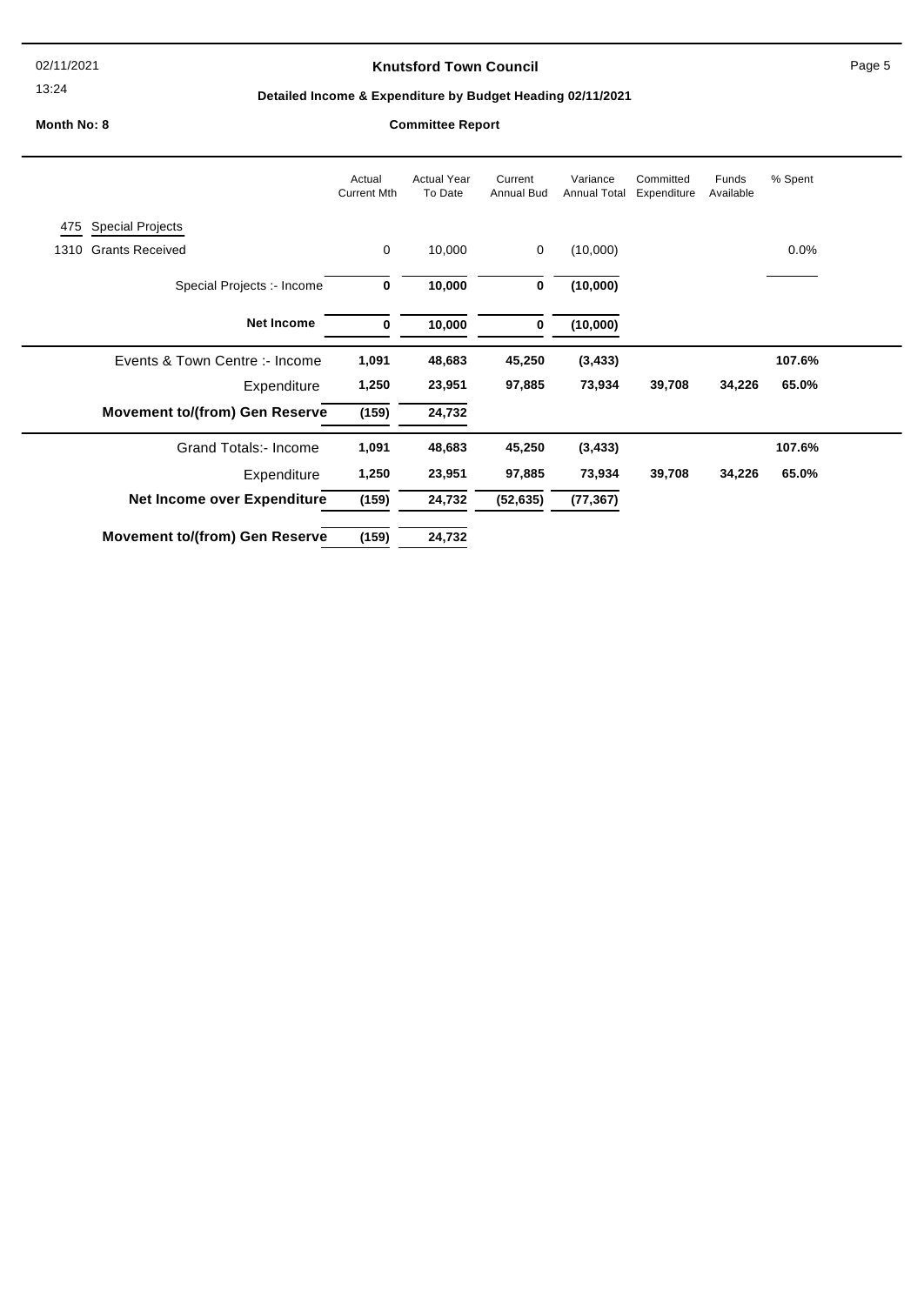**Knutsford Town Council**

**Detailed Income & Expenditure by Budget Heading 02/11/2021**

**Month No: 8**

**Committee Report**

| | Actual Current Mth | Actual Year To Date | Current Annual Bud | Variance Annual Total | Committed Expenditure | Funds Available | % Spent |
|---|---|---|---|---|---|---|---|
| **475 Special Projects** | | | | | | | |
| 1310 Grants Received | 0 | 10,000 | 0 | (10,000) | | | 0.0% |
| Special Projects :- Income | **0** | **10,000** | **0** | **(10,000)** | | | |
| **Net Income** | **0** | **10,000** | **0** | **(10,000)** | | | |
| Events & Town Centre :- Income | **1,091** | **48,683** | **45,250** | **(3,433)** | | | **107.6%** |
| Expenditure | **1,250** | **23,951** | **97,885** | **73,934** | **39,708** | **34,226** | **65.0%** |
| **Movement to/(from) Gen Reserve** | **(159)** | **24,732** | | | | | |
| Grand Totals:- Income | **1,091** | **48,683** | **45,250** | **(3,433)** | | | **107.6%** |
| Expenditure | **1,250** | **23,951** | **97,885** | **73,934** | **39,708** | **34,226** | **65.0%** |
| **Net Income over Expenditure** | **(159)** | **24,732** | **(52,635)** | **(77,367)** | | | |
| **Movement to/(from) Gen Reserve** | **(159)** | **24,732** | | | | | |